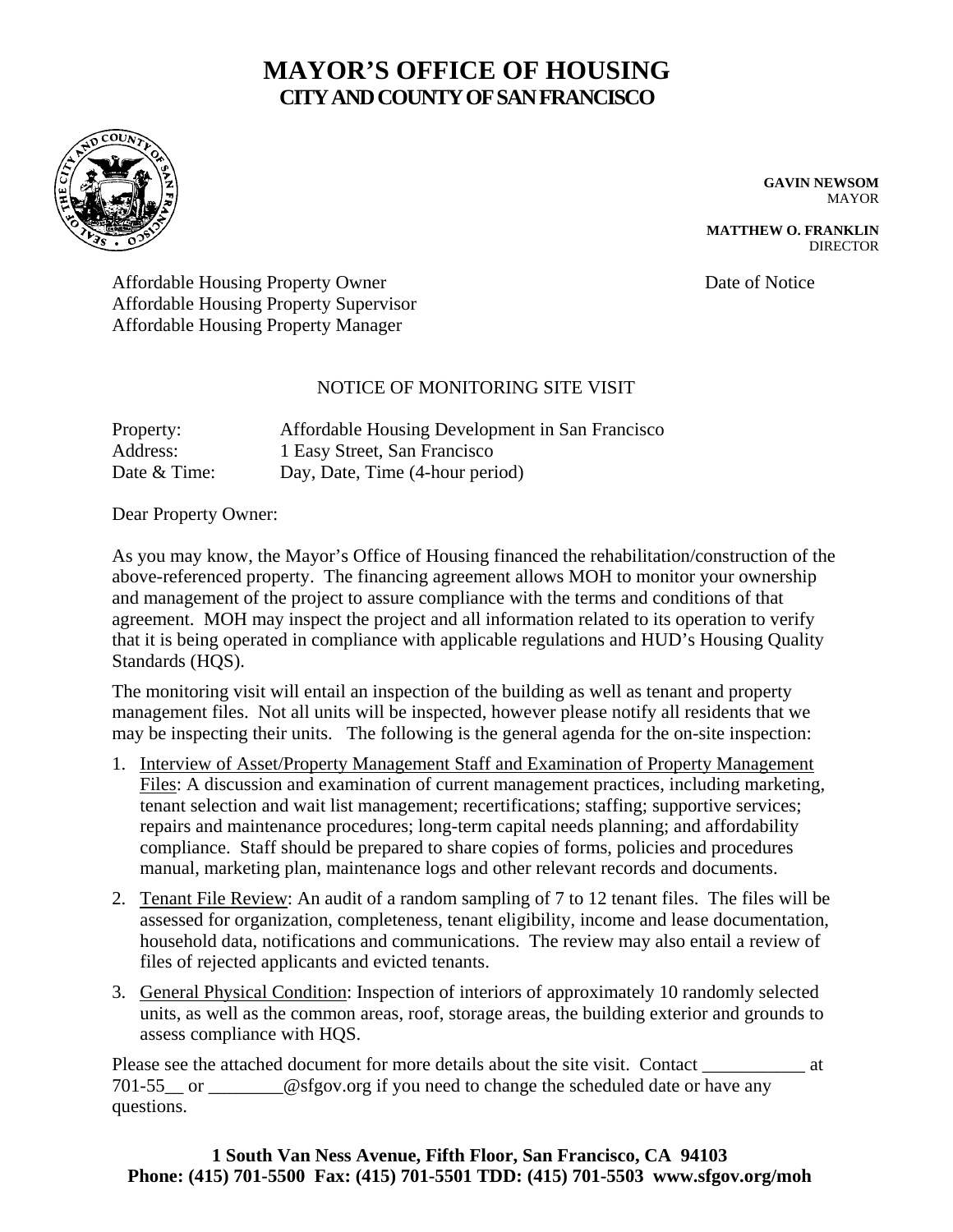# MAYOR'S OFFICE OF HOUSING
## CITY AND COUNTY OF SAN FRANCISCO

**GAVIN NEWSOM**
MAYOR

**MATTHEW O. FRANKLIN**
DIRECTOR

Affordable Housing Property Owner
Affordable Housing Property Supervisor
Affordable Housing Property Manager

Date of Notice

NOTICE OF MONITORING SITE VISIT

| | |
|---|---|
| Property: | Affordable Housing Development in San Francisco |
| Address: | 1 Easy Street, San Francisco |
| Date & Time: | Day, Date, Time (4-hour period) |

Dear Property Owner:

As you may know, the Mayor's Office of Housing financed the rehabilitation/construction of the above-referenced property. The financing agreement allows MOH to monitor your ownership and management of the project to assure compliance with the terms and conditions of that agreement. MOH may inspect the project and all information related to its operation to verify that it is being operated in compliance with applicable regulations and HUD's Housing Quality Standards (HQS).

The monitoring visit will entail an inspection of the building as well as tenant and property management files. Not all units will be inspected, however please notify all residents that we may be inspecting their units. The following is the general agenda for the on-site inspection:

1. Interview of Asset/Property Management Staff and Examination of Property Management Files: A discussion and examination of current management practices, including marketing, tenant selection and wait list management; recertifications; staffing; supportive services; repairs and maintenance procedures; long-term capital needs planning; and affordability compliance. Staff should be prepared to share copies of forms, policies and procedures manual, marketing plan, maintenance logs and other relevant records and documents.
2. Tenant File Review: An audit of a random sampling of 7 to 12 tenant files. The files will be assessed for organization, completeness, tenant eligibility, income and lease documentation, household data, notifications and communications. The review may also entail a review of files of rejected applicants and evicted tenants.
3. General Physical Condition: Inspection of interiors of approximately 10 randomly selected units, as well as the common areas, roof, storage areas, the building exterior and grounds to assess compliance with HQS.

Please see the attached document for more details about the site visit. Contact ___________ at 701-55__ or ________@sfgov.org if you need to change the scheduled date or have any questions.

**1 South Van Ness Avenue, Fifth Floor, San Francisco, CA 94103**
**Phone: (415) 701-5500 Fax: (415) 701-5501 TDD: (415) 701-5503 www.sfgov.org/moh**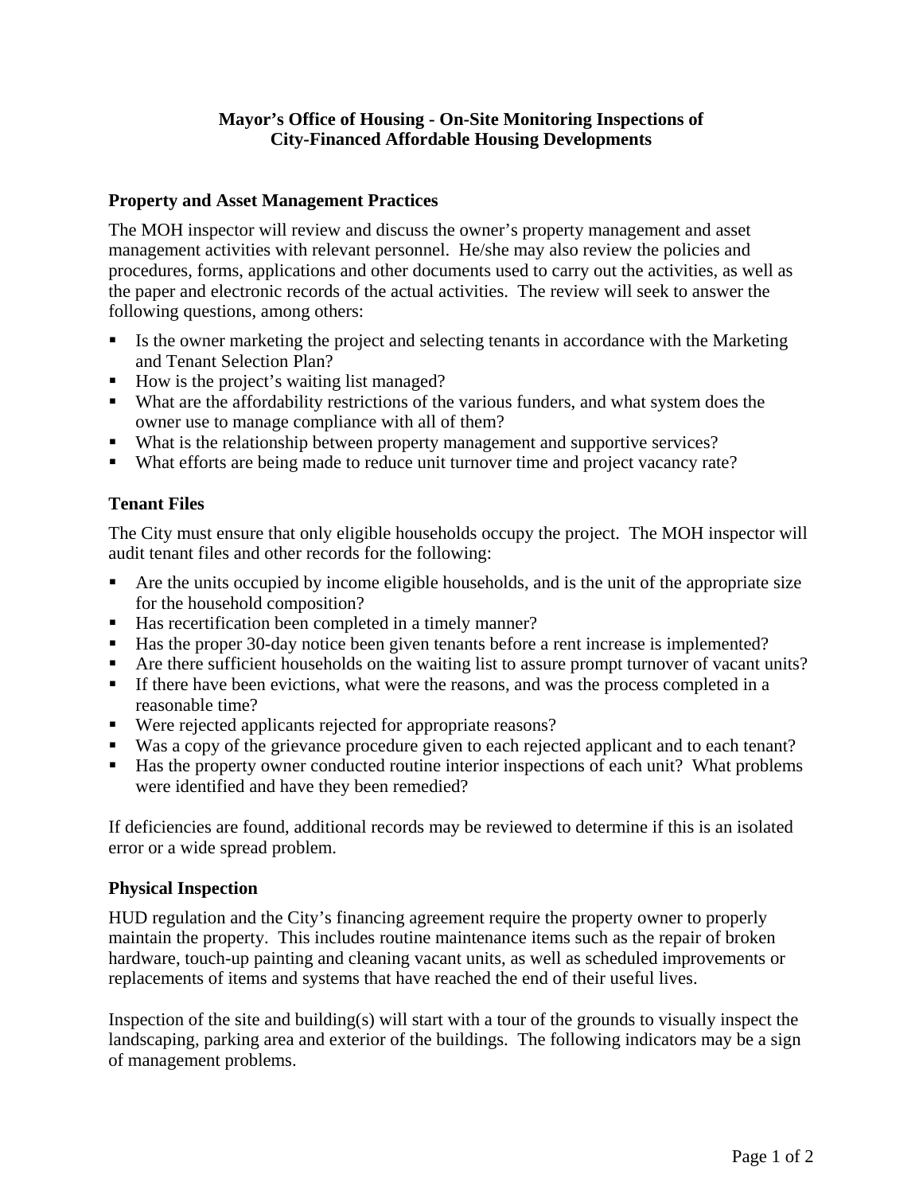**Mayor's Office of Housing - On-Site Monitoring Inspections of City-Financed Affordable Housing Developments**

## Property and Asset Management Practices

The MOH inspector will review and discuss the owner's property management and asset management activities with relevant personnel. He/she may also review the policies and procedures, forms, applications and other documents used to carry out the activities, as well as the paper and electronic records of the actual activities. The review will seek to answer the following questions, among others:

- Is the owner marketing the project and selecting tenants in accordance with the Marketing and Tenant Selection Plan?
- How is the project's waiting list managed?
- What are the affordability restrictions of the various funders, and what system does the owner use to manage compliance with all of them?
- What is the relationship between property management and supportive services?
- What efforts are being made to reduce unit turnover time and project vacancy rate?

## Tenant Files

The City must ensure that only eligible households occupy the project. The MOH inspector will audit tenant files and other records for the following:

- Are the units occupied by income eligible households, and is the unit of the appropriate size for the household composition?
- Has recertification been completed in a timely manner?
- Has the proper 30-day notice been given tenants before a rent increase is implemented?
- Are there sufficient households on the waiting list to assure prompt turnover of vacant units?
- If there have been evictions, what were the reasons, and was the process completed in a reasonable time?
- Were rejected applicants rejected for appropriate reasons?
- Was a copy of the grievance procedure given to each rejected applicant and to each tenant?
- Has the property owner conducted routine interior inspections of each unit? What problems were identified and have they been remedied?

If deficiencies are found, additional records may be reviewed to determine if this is an isolated error or a wide spread problem.

## Physical Inspection

HUD regulation and the City's financing agreement require the property owner to properly maintain the property. This includes routine maintenance items such as the repair of broken hardware, touch-up painting and cleaning vacant units, as well as scheduled improvements or replacements of items and systems that have reached the end of their useful lives.

Inspection of the site and building(s) will start with a tour of the grounds to visually inspect the landscaping, parking area and exterior of the buildings. The following indicators may be a sign of management problems.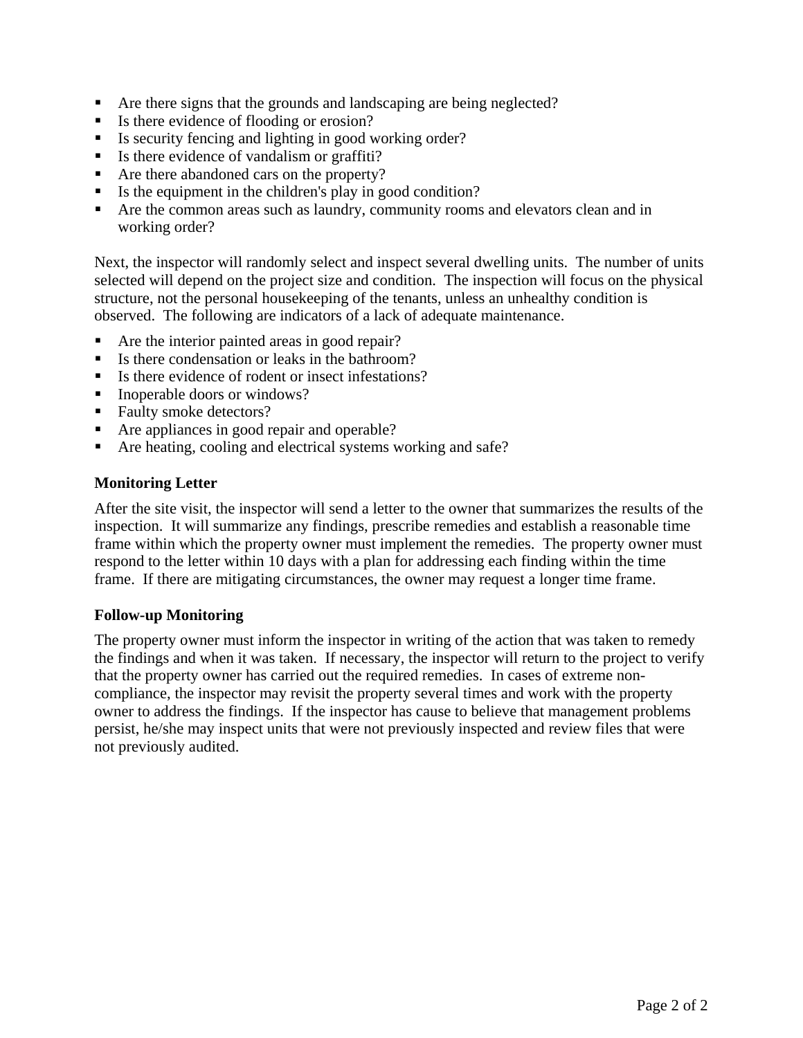- Are there signs that the grounds and landscaping are being neglected?
- Is there evidence of flooding or erosion?
- Is security fencing and lighting in good working order?
- Is there evidence of vandalism or graffiti?
- Are there abandoned cars on the property?
- Is the equipment in the children's play in good condition?
- Are the common areas such as laundry, community rooms and elevators clean and in working order?

Next, the inspector will randomly select and inspect several dwelling units. The number of units selected will depend on the project size and condition. The inspection will focus on the physical structure, not the personal housekeeping of the tenants, unless an unhealthy condition is observed. The following are indicators of a lack of adequate maintenance.

- Are the interior painted areas in good repair?
- Is there condensation or leaks in the bathroom?
- Is there evidence of rodent or insect infestations?
- Inoperable doors or windows?
- Faulty smoke detectors?
- Are appliances in good repair and operable?
- Are heating, cooling and electrical systems working and safe?

### Monitoring Letter

After the site visit, the inspector will send a letter to the owner that summarizes the results of the inspection. It will summarize any findings, prescribe remedies and establish a reasonable time frame within which the property owner must implement the remedies. The property owner must respond to the letter within 10 days with a plan for addressing each finding within the time frame. If there are mitigating circumstances, the owner may request a longer time frame.

### Follow-up Monitoring

The property owner must inform the inspector in writing of the action that was taken to remedy the findings and when it was taken. If necessary, the inspector will return to the project to verify that the property owner has carried out the required remedies. In cases of extreme non-compliance, the inspector may revisit the property several times and work with the property owner to address the findings. If the inspector has cause to believe that management problems persist, he/she may inspect units that were not previously inspected and review files that were not previously audited.